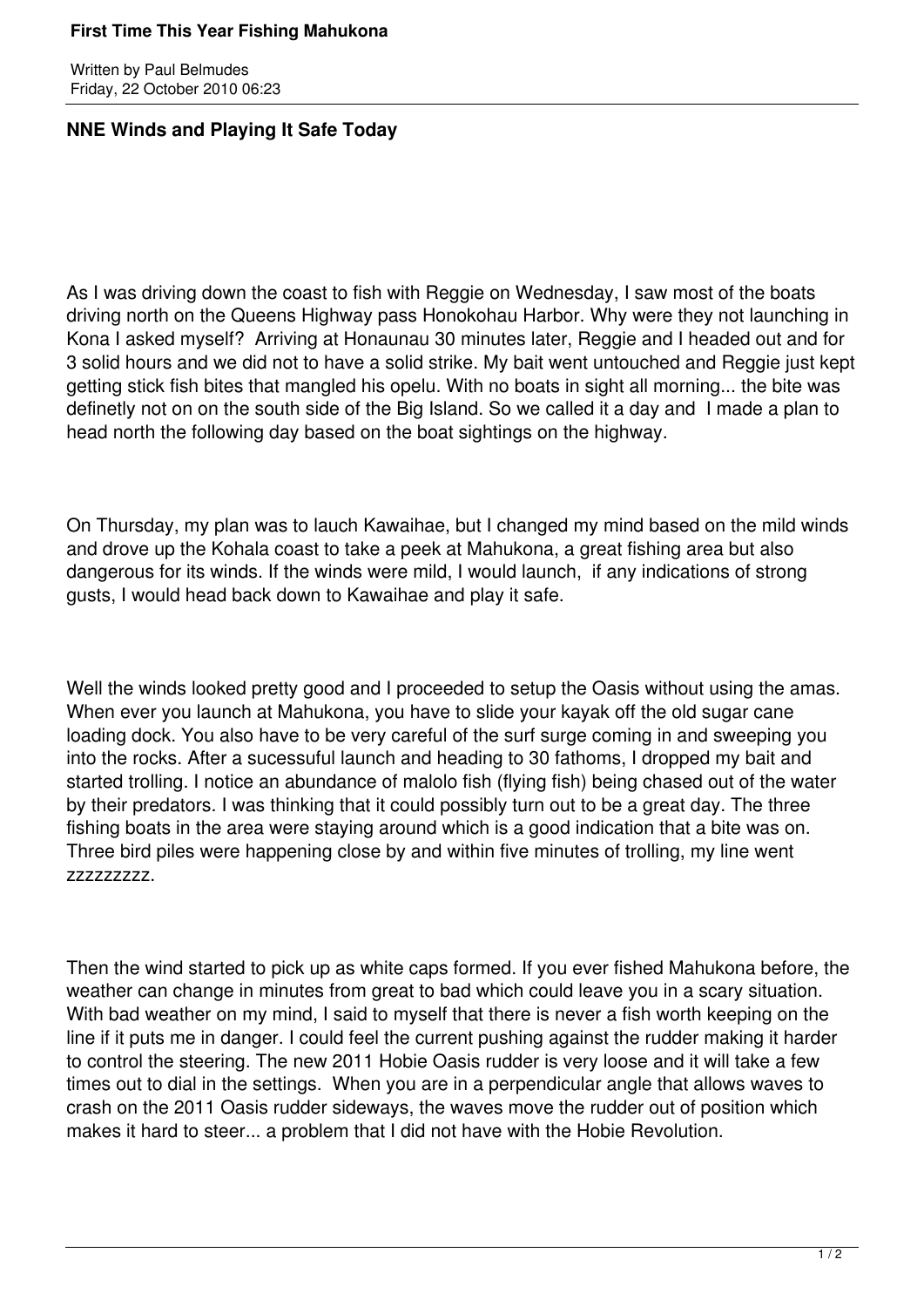# First Time This Year Fishing Mahukona

Written by Paul Belmudes
Friday, 22 October 2010 06:23

## NNE Winds and Playing It Safe Today

As I was driving down the coast to fish with Reggie on Wednesday, I saw most of the boats driving north on the Queens Highway pass Honokohau Harbor. Why were they not launching in Kona I asked myself? Arriving at Honaunau 30 minutes later, Reggie and I headed out and for 3 solid hours and we did not to have a solid strike. My bait went untouched and Reggie just kept getting stick fish bites that mangled his opelu. With no boats in sight all morning... the bite was definetly not on on the south side of the Big Island. So we called it a day and I made a plan to head north the following day based on the boat sightings on the highway.

On Thursday, my plan was to lauch Kawaihae, but I changed my mind based on the mild winds and drove up the Kohala coast to take a peek at Mahukona, a great fishing area but also dangerous for its winds. If the winds were mild, I would launch, if any indications of strong gusts, I would head back down to Kawaihae and play it safe.

Well the winds looked pretty good and I proceeded to setup the Oasis without using the amas. When ever you launch at Mahukona, you have to slide your kayak off the old sugar cane loading dock. You also have to be very careful of the surf surge coming in and sweeping you into the rocks. After a sucessuful launch and heading to 30 fathoms, I dropped my bait and started trolling. I notice an abundance of malolo fish (flying fish) being chased out of the water by their predators. I was thinking that it could possibly turn out to be a great day. The three fishing boats in the area were staying around which is a good indication that a bite was on. Three bird piles were happening close by and within five minutes of trolling, my line went zzzzzzzzz.

Then the wind started to pick up as white caps formed. If you ever fished Mahukona before, the weather can change in minutes from great to bad which could leave you in a scary situation. With bad weather on my mind, I said to myself that there is never a fish worth keeping on the line if it puts me in danger. I could feel the current pushing against the rudder making it harder to control the steering. The new 2011 Hobie Oasis rudder is very loose and it will take a few times out to dial in the settings. When you are in a perpendicular angle that allows waves to crash on the 2011 Oasis rudder sideways, the waves move the rudder out of position which makes it hard to steer... a problem that I did not have with the Hobie Revolution.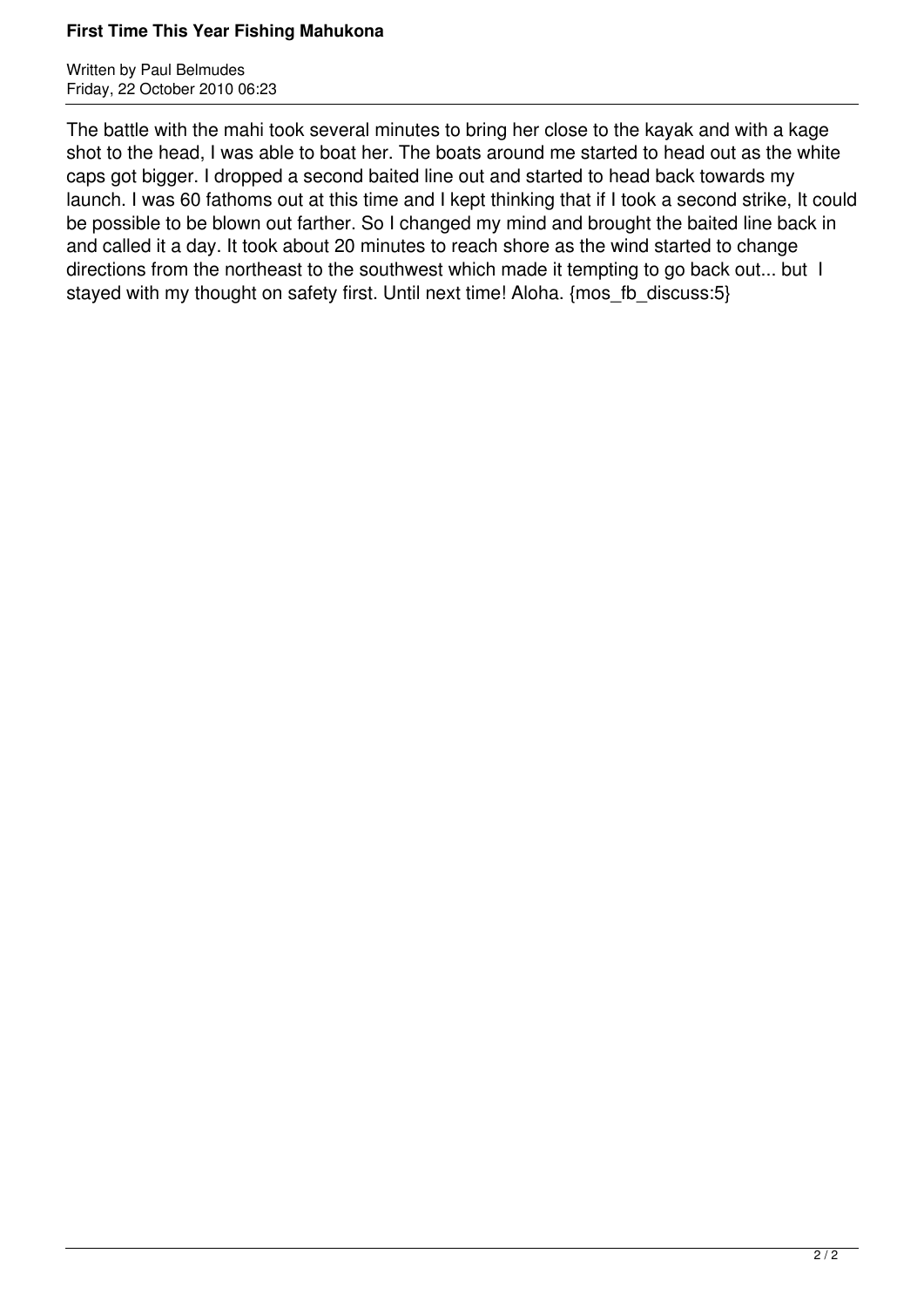The battle with the mahi took several minutes to bring her close to the kayak and with a kage shot to the head, I was able to boat her. The boats around me started to head out as the white caps got bigger. I dropped a second baited line out and started to head back towards my launch. I was 60 fathoms out at this time and I kept thinking that if I took a second strike, It could be possible to be blown out farther. So I changed my mind and brought the baited line back in and called it a day. It took about 20 minutes to reach shore as the wind started to change directions from the northeast to the southwest which made it tempting to go back out... but I stayed with my thought on safety first. Until next time! Aloha. {mos_fb_discuss:5}